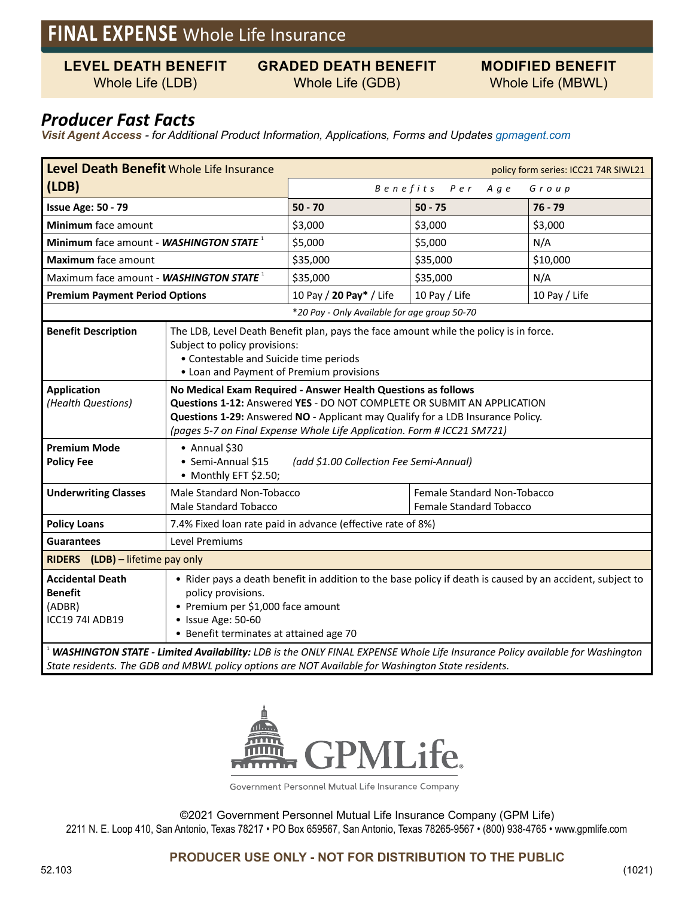# FINAL EXPENSE Whole Life Insurance

**LEVEL DEATH BENEFIT** Whole Life (LDB) | **GRADED DEATH BENEFIT** Whole Life (GDB) | **MODIFIED BENEFIT** Whole Life (MBWL)

## *Producer Fast Facts*

***Visit Agent Access*** *- for Additional Product Information, Applications, Forms and Updates gpmagent.com*

| **Level Death Benefit** Whole Life Insurance **(LDB)** | policy form series: ICC21 74R SIWL21 | | |
|---|---|---|---|
| | *Benefits Per Age Group* | | |
| **Issue Age: 50 - 79** | **50 - 70** | **50 - 75** | **76 - 79** |
| **Minimum** face amount | $3,000 | $3,000 | $3,000 |
| **Minimum** face amount - ***WASHINGTON STATE*** [1] | $5,000 | $5,000 | N/A |
| **Maximum** face amount | $35,000 | $35,000 | $10,000 |
| Maximum face amount - ***WASHINGTON STATE*** [1] | $35,000 | $35,000 | N/A |
| **Premium Payment Period Options** | 10 Pay / **20 Pay*** / Life | 10 Pay / Life | 10 Pay / Life |

*\*20 Pay - Only Available for age group 50-70*

| | |
|---|---|
| **Benefit Description** | The LDB, Level Death Benefit plan, pays the face amount while the policy is in force.<br>Subject to policy provisions:<br>• Contestable and Suicide time periods<br>• Loan and Payment of Premium provisions |
| **Application** *(Health Questions)* | **No Medical Exam Required - Answer Health Questions as follows**<br>**Questions 1-12:** Answered **YES** - DO NOT COMPLETE OR SUBMIT AN APPLICATION<br>**Questions 1-29:** Answered **NO** - Applicant may Qualify for a LDB Insurance Policy.<br>*(pages 5-7 on Final Expense Whole Life Application. Form # ICC21 SM721)* |
| **Premium Mode Policy Fee** | • Annual $30<br>• Semi-Annual $15 *(add $1.00 Collection Fee Semi-Annual)*<br>• Monthly EFT $2.50; |
| **Underwriting Classes** | Male Standard Non-Tobacco<br>Male Standard Tobacco<br>Female Standard Non-Tobacco<br>Female Standard Tobacco |
| **Policy Loans** | 7.4% Fixed loan rate paid in advance (effective rate of 8%) |
| **Guarantees** | Level Premiums |
| **RIDERS (LDB)** – lifetime pay only | |
| **Accidental Death Benefit** (ADBR) ICC19 74I ADB19 | • Rider pays a death benefit in addition to the base policy if death is caused by an accident, subject to policy provisions.<br>• Premium per $1,000 face amount<br>• Issue Age: 50-60<br>• Benefit terminates at attained age 70 |

[1] ***WASHINGTON STATE - Limited Availability:*** *LDB is the ONLY FINAL EXPENSE Whole Life Insurance Policy available for Washington State residents. The GDB and MBWL policy options are NOT Available for Washington State residents.*

GPMLife.
Government Personnel Mutual Life Insurance Company

©2021 Government Personnel Mutual Life Insurance Company (GPM Life)
2211 N. E. Loop 410, San Antonio, Texas 78217 • PO Box 659567, San Antonio, Texas 78265-9567 • (800) 938-4765 • www.gpmlife.com

**PRODUCER USE ONLY - NOT FOR DISTRIBUTION TO THE PUBLIC**

52.103 (1021)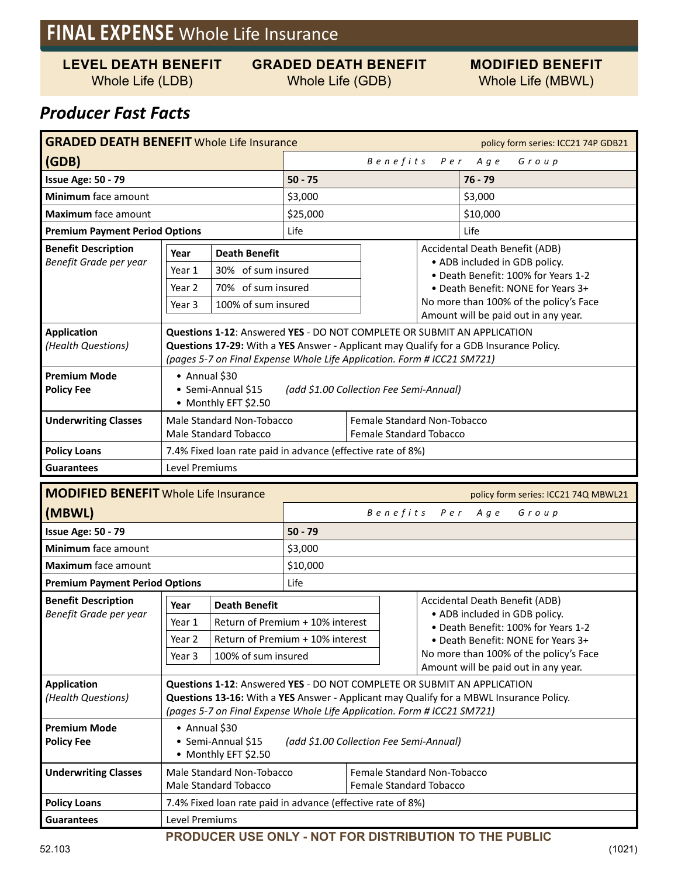# FINAL EXPENSE Whole Life Insurance

| LEVEL DEATH BENEFIT Whole Life (LDB) | GRADED DEATH BENEFIT Whole Life (GDB) | MODIFIED BENEFIT Whole Life (MBWL) |
|---|---|---|

## *Producer Fast Facts*

### GRADED DEATH BENEFIT Whole Life Insurance (GDB)

policy form series: ICC21 74P GDB21

| | Benefits Per Age Group | |
|---|---|---|
| **Issue Age: 50 - 79** | **50 - 75** | **76 - 79** |
| **Minimum** face amount | $3,000 | $3,000 |
| **Maximum** face amount | $25,000 | $10,000 |
| **Premium Payment Period Options** | Life | Life |

**Benefit Description**
*Benefit Grade per year*

| Year | Death Benefit |
|---|---|
| Year 1 | 30% of sum insured |
| Year 2 | 70% of sum insured |
| Year 3 | 100% of sum insured |

Accidental Death Benefit (ADB)
- ADB included in GDB policy.
- Death Benefit: 100% for Years 1-2
- Death Benefit: NONE for Years 3+

No more than 100% of the policy's Face Amount will be paid out in any year.

| | |
|---|---|
| **Application** *(Health Questions)* | **Questions 1-12**: Answered **YES** - DO NOT COMPLETE OR SUBMIT AN APPLICATION<br>**Questions 17-29:** With a **YES** Answer - Applicant may Qualify for a GDB Insurance Policy.<br>*(pages 5-7 on Final Expense Whole Life Application. Form # ICC21 SM721)* |
| **Premium Mode Policy Fee** | • Annual $30<br>• Semi-Annual $15 *(add $1.00 Collection Fee Semi-Annual)*<br>• Monthly EFT $2.50 |
| **Underwriting Classes** | Male Standard Non-Tobacco<br>Male Standard Tobacco<br>Female Standard Non-Tobacco<br>Female Standard Tobacco |
| **Policy Loans** | 7.4% Fixed loan rate paid in advance (effective rate of 8%) |
| **Guarantees** | Level Premiums |

### MODIFIED BENEFIT Whole Life Insurance (MBWL)

policy form series: ICC21 74Q MBWL21

| | Benefits Per Age Group |
|---|---|
| **Issue Age: 50 - 79** | **50 - 79** |
| **Minimum** face amount | $3,000 |
| **Maximum** face amount | $10,000 |
| **Premium Payment Period Options** | Life |

**Benefit Description**
*Benefit Grade per year*

| Year | Death Benefit |
|---|---|
| Year 1 | Return of Premium + 10% interest |
| Year 2 | Return of Premium + 10% interest |
| Year 3 | 100% of sum insured |

Accidental Death Benefit (ADB)
- ADB included in GDB policy.
- Death Benefit: 100% for Years 1-2
- Death Benefit: NONE for Years 3+

No more than 100% of the policy's Face Amount will be paid out in any year.

| | |
|---|---|
| **Application** *(Health Questions)* | **Questions 1-12**: Answered **YES** - DO NOT COMPLETE OR SUBMIT AN APPLICATION<br>**Questions 13-16:** With a **YES** Answer - Applicant may Qualify for a MBWL Insurance Policy.<br>*(pages 5-7 on Final Expense Whole Life Application. Form # ICC21 SM721)* |
| **Premium Mode Policy Fee** | • Annual $30<br>• Semi-Annual $15 *(add $1.00 Collection Fee Semi-Annual)*<br>• Monthly EFT $2.50 |
| **Underwriting Classes** | Male Standard Non-Tobacco<br>Male Standard Tobacco<br>Female Standard Non-Tobacco<br>Female Standard Tobacco |
| **Policy Loans** | 7.4% Fixed loan rate paid in advance (effective rate of 8%) |
| **Guarantees** | Level Premiums |

**PRODUCER USE ONLY - NOT FOR DISTRIBUTION TO THE PUBLIC**

52.103 (1021)